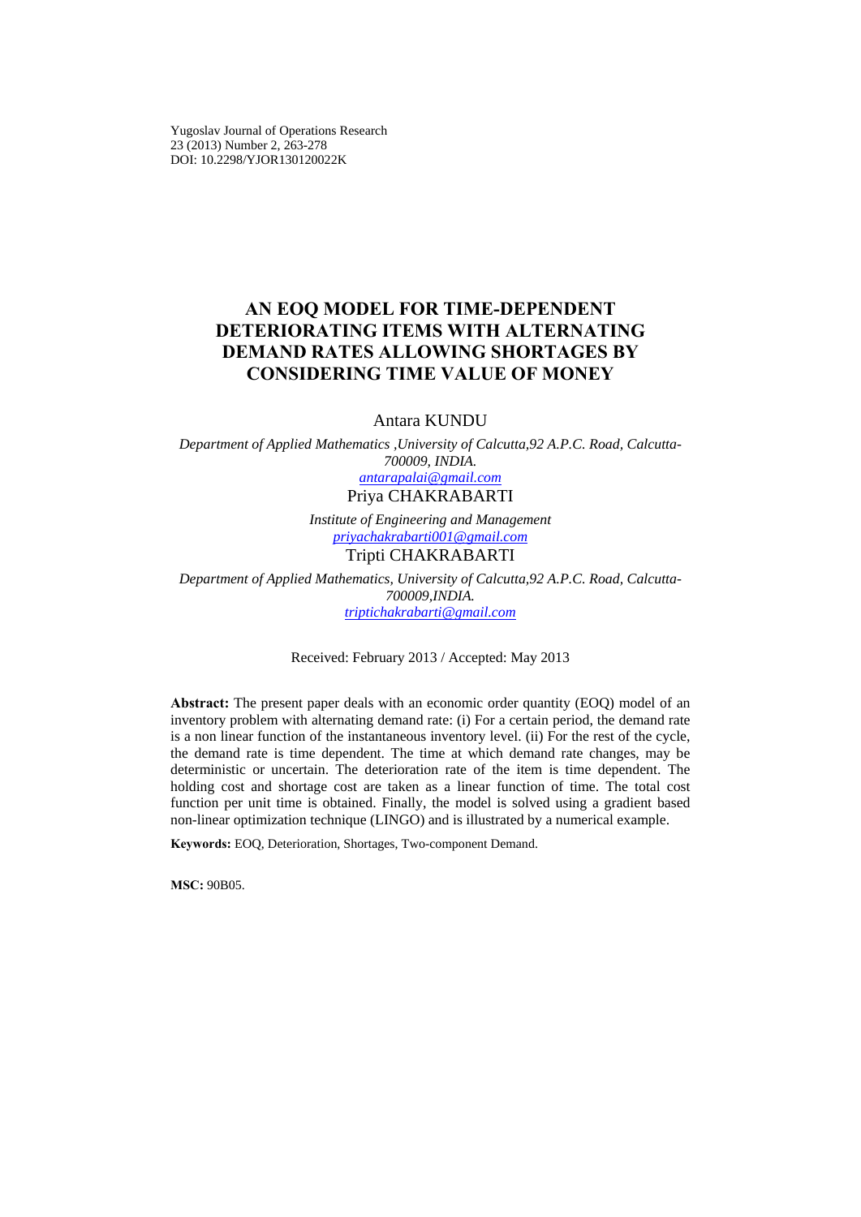Yugoslav Journal of Operations Research
23 (2013) Number 2, 263-278
DOI: 10.2298/YJOR130120022K

# AN EOQ MODEL FOR TIME-DEPENDENT DETERIORATING ITEMS WITH ALTERNATING DEMAND RATES ALLOWING SHORTAGES BY CONSIDERING TIME VALUE OF MONEY

Antara KUNDU

*Department of Applied Mathematics ,University of Calcutta,92 A.P.C. Road, Calcutta-700009, INDIA.*
*antarapalai@gmail.com*

Priya CHAKRABARTI

*Institute of Engineering and Management*
*priyachakrabarti001@gmail.com*

Tripti CHAKRABARTI

*Department of Applied Mathematics, University of Calcutta,92 A.P.C. Road, Calcutta-700009,INDIA.*
*triptichakrabarti@gmail.com*

Received: February 2013 / Accepted: May 2013

**Abstract:** The present paper deals with an economic order quantity (EOQ) model of an inventory problem with alternating demand rate: (i) For a certain period, the demand rate is a non linear function of the instantaneous inventory level. (ii) For the rest of the cycle, the demand rate is time dependent. The time at which demand rate changes, may be deterministic or uncertain. The deterioration rate of the item is time dependent. The holding cost and shortage cost are taken as a linear function of time. The total cost function per unit time is obtained. Finally, the model is solved using a gradient based non-linear optimization technique (LINGO) and is illustrated by a numerical example.

**Keywords:** EOQ, Deterioration, Shortages, Two-component Demand.

**MSC:** 90B05.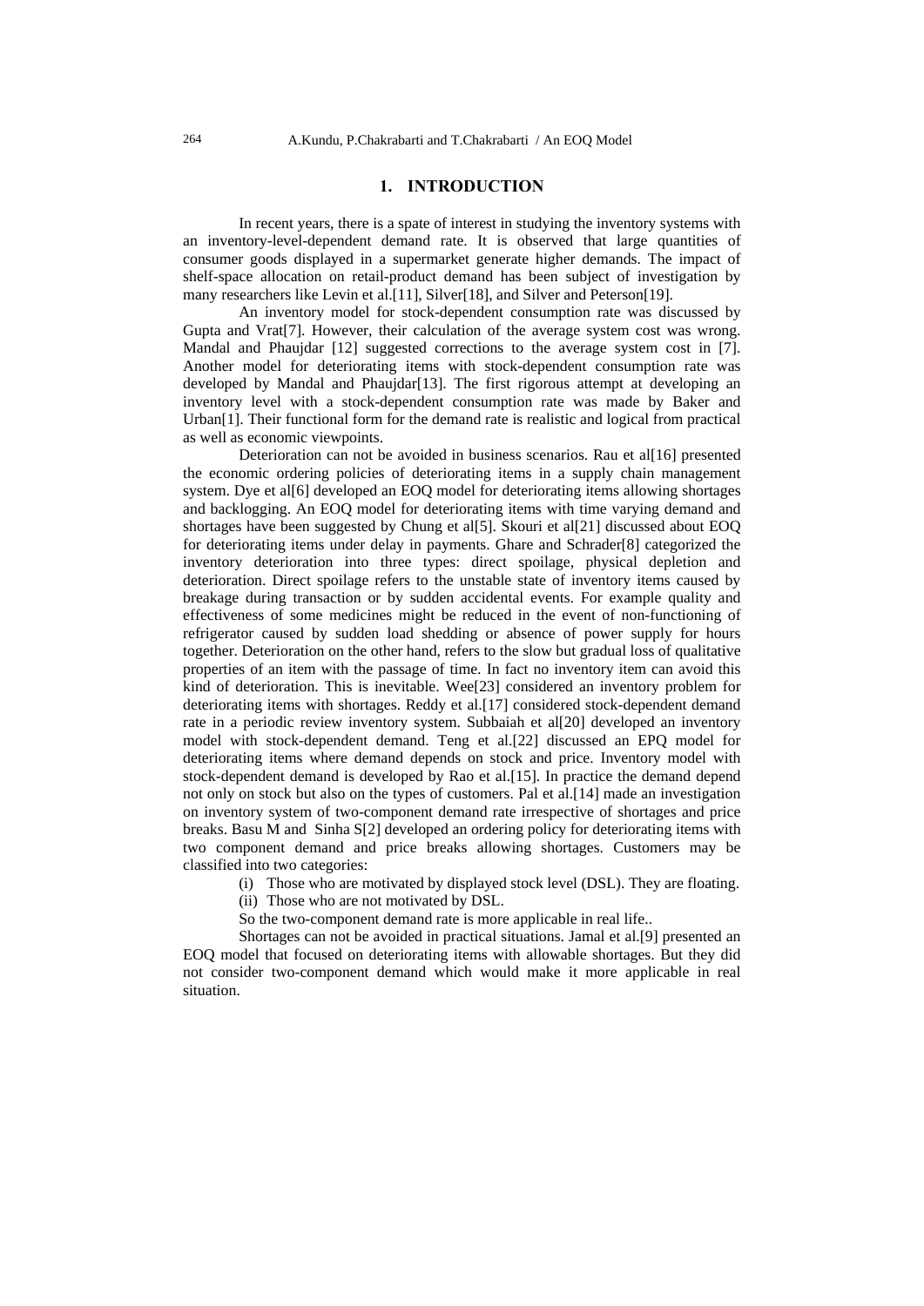## 1. INTRODUCTION

In recent years, there is a spate of interest in studying the inventory systems with an inventory-level-dependent demand rate. It is observed that large quantities of consumer goods displayed in a supermarket generate higher demands. The impact of shelf-space allocation on retail-product demand has been subject of investigation by many researchers like Levin et al.[11], Silver[18], and Silver and Peterson[19].

An inventory model for stock-dependent consumption rate was discussed by Gupta and Vrat[7]. However, their calculation of the average system cost was wrong. Mandal and Phaujdar [12] suggested corrections to the average system cost in [7]. Another model for deteriorating items with stock-dependent consumption rate was developed by Mandal and Phaujdar[13]. The first rigorous attempt at developing an inventory level with a stock-dependent consumption rate was made by Baker and Urban[1]. Their functional form for the demand rate is realistic and logical from practical as well as economic viewpoints.

Deterioration can not be avoided in business scenarios. Rau et al[16] presented the economic ordering policies of deteriorating items in a supply chain management system. Dye et al[6] developed an EOQ model for deteriorating items allowing shortages and backlogging. An EOQ model for deteriorating items with time varying demand and shortages have been suggested by Chung et al[5]. Skouri et al[21] discussed about EOQ for deteriorating items under delay in payments. Ghare and Schrader[8] categorized the inventory deterioration into three types: direct spoilage, physical depletion and deterioration. Direct spoilage refers to the unstable state of inventory items caused by breakage during transaction or by sudden accidental events. For example quality and effectiveness of some medicines might be reduced in the event of non-functioning of refrigerator caused by sudden load shedding or absence of power supply for hours together. Deterioration on the other hand, refers to the slow but gradual loss of qualitative properties of an item with the passage of time. In fact no inventory item can avoid this kind of deterioration. This is inevitable. Wee[23] considered an inventory problem for deteriorating items with shortages. Reddy et al.[17] considered stock-dependent demand rate in a periodic review inventory system. Subbaiah et al[20] developed an inventory model with stock-dependent demand. Teng et al.[22] discussed an EPQ model for deteriorating items where demand depends on stock and price. Inventory model with stock-dependent demand is developed by Rao et al.[15]. In practice the demand depend not only on stock but also on the types of customers. Pal et al.[14] made an investigation on inventory system of two-component demand rate irrespective of shortages and price breaks. Basu M and Sinha S[2] developed an ordering policy for deteriorating items with two component demand and price breaks allowing shortages. Customers may be classified into two categories:

(i) Those who are motivated by displayed stock level (DSL). They are floating.
(ii) Those who are not motivated by DSL.

So the two-component demand rate is more applicable in real life..

Shortages can not be avoided in practical situations. Jamal et al.[9] presented an EOQ model that focused on deteriorating items with allowable shortages. But they did not consider two-component demand which would make it more applicable in real situation.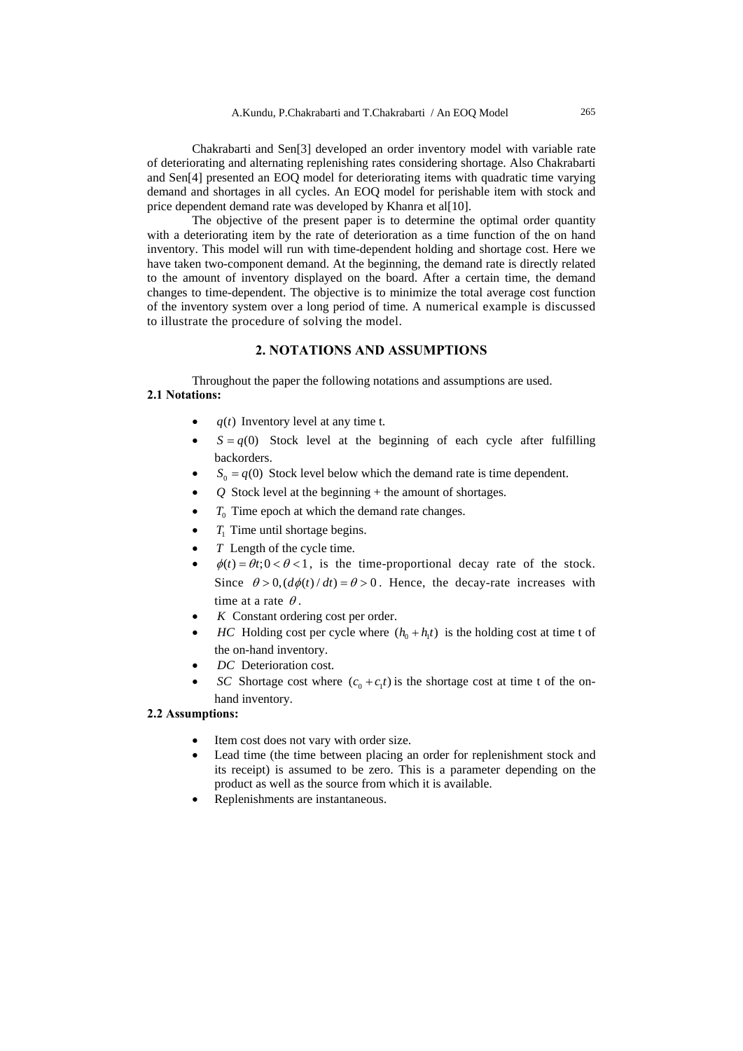Chakrabarti and Sen[3] developed an order inventory model with variable rate of deteriorating and alternating replenishing rates considering shortage. Also Chakrabarti and Sen[4] presented an EOQ model for deteriorating items with quadratic time varying demand and shortages in all cycles. An EOQ model for perishable item with stock and price dependent demand rate was developed by Khanra et al[10].

The objective of the present paper is to determine the optimal order quantity with a deteriorating item by the rate of deterioration as a time function of the on hand inventory. This model will run with time-dependent holding and shortage cost. Here we have taken two-component demand. At the beginning, the demand rate is directly related to the amount of inventory displayed on the board. After a certain time, the demand changes to time-dependent. The objective is to minimize the total average cost function of the inventory system over a long period of time. A numerical example is discussed to illustrate the procedure of solving the model.

## 2. NOTATIONS AND ASSUMPTIONS

Throughout the paper the following notations and assumptions are used.

**2.1 Notations:**

- $q(t)$ Inventory level at any time t.
- $S = q(0)$ Stock level at the beginning of each cycle after fulfilling backorders.
- $S_0 = q(0)$ Stock level below which the demand rate is time dependent.
- $Q$ Stock level at the beginning + the amount of shortages.
- $T_0$ Time epoch at which the demand rate changes.
- $T_1$ Time until shortage begins.
- $T$ Length of the cycle time.
- $\phi(t) = \theta t; 0 < \theta < 1$, is the time-proportional decay rate of the stock. Since $\theta > 0, (d\phi(t)/dt) = \theta > 0$. Hence, the decay-rate increases with time at a rate $\theta$.
- $K$ Constant ordering cost per order.
- $HC$ Holding cost per cycle where $(h_0 + h_1 t)$ is the holding cost at time t of the on-hand inventory.
- $DC$ Deterioration cost.
- $SC$ Shortage cost where $(c_0 + c_1 t)$ is the shortage cost at time t of the on-hand inventory.

**2.2 Assumptions:**

- Item cost does not vary with order size.
- Lead time (the time between placing an order for replenishment stock and its receipt) is assumed to be zero. This is a parameter depending on the product as well as the source from which it is available.
- Replenishments are instantaneous.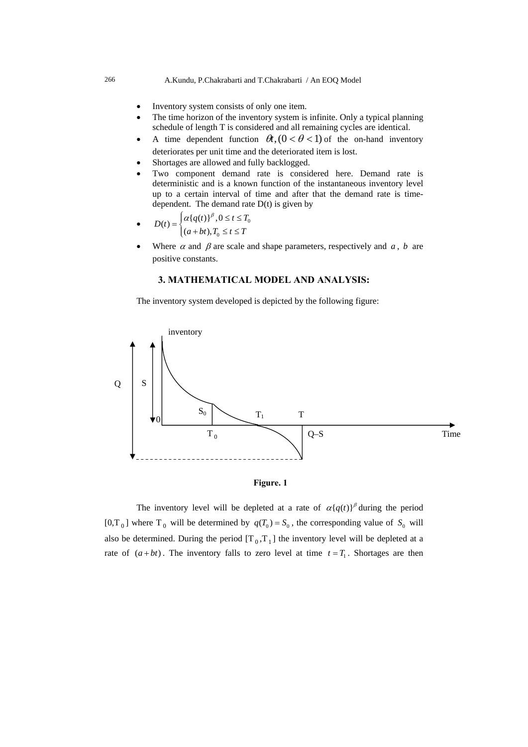- Inventory system consists of only one item.
- The time horizon of the inventory system is infinite. Only a typical planning schedule of length T is considered and all remaining cycles are identical.
- A time dependent function $\theta t, (0 < \theta < 1)$ of the on-hand inventory deteriorates per unit time and the deteriorated item is lost.
- Shortages are allowed and fully backlogged.
- Two component demand rate is considered here. Demand rate is deterministic and is a known function of the instantaneous inventory level up to a certain interval of time and after that the demand rate is time-dependent. The demand rate D(t) is given by
- $D(t) = \begin{cases} \alpha\{q(t)\}^{\beta}, 0 \le t \le T_0 \\ (a+bt), T_0 \le t \le T \end{cases}$
- Where $\alpha$ and $\beta$ are scale and shape parameters, respectively and $a$, $b$ are positive constants.

## 3. MATHEMATICAL MODEL AND ANALYSIS:

The inventory system developed is depicted by the following figure:

**Figure. 1**

The inventory level will be depleted at a rate of $\alpha\{q(t)\}^{\beta}$ during the period $[0, T_0]$ where $T_0$ will be determined by $q(T_0) = S_0$, the corresponding value of $S_0$ will also be determined. During the period $[T_0, T_1]$ the inventory level will be depleted at a rate of $(a+bt)$. The inventory falls to zero level at time $t = T_1$. Shortages are then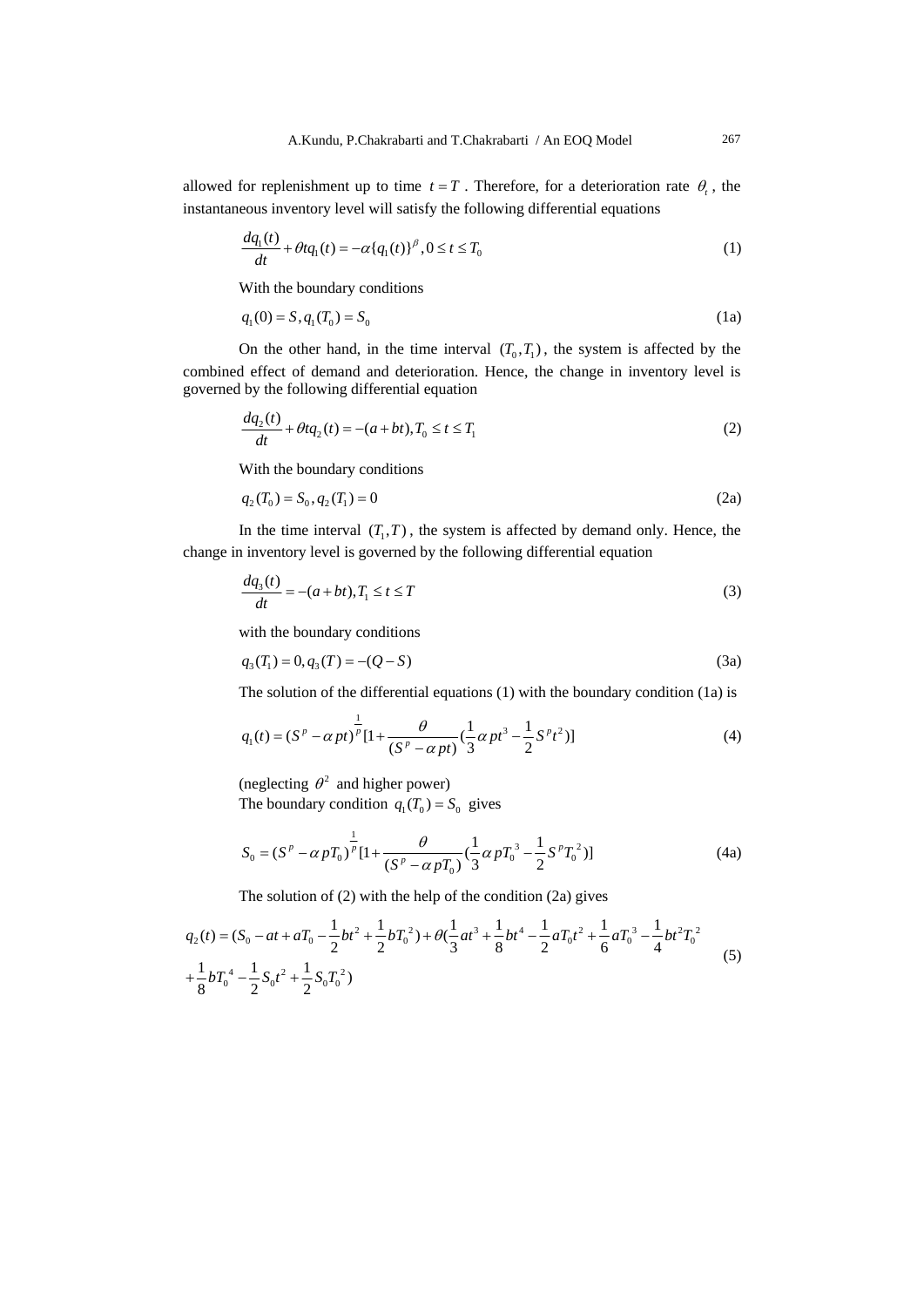allowed for replenishment up to time $t = T$ . Therefore, for a deterioration rate $\theta_t$ , the instantaneous inventory level will satisfy the following differential equations

$$\frac{dq_1(t)}{dt} + \theta t q_1(t) = -\alpha \{q_1(t)\}^{\beta}, 0 \le t \le T_0 \tag{1}$$

With the boundary conditions

$$q_1(0) = S, q_1(T_0) = S_0 \tag{1a}$$

On the other hand, in the time interval $(T_0, T_1)$, the system is affected by the combined effect of demand and deterioration. Hence, the change in inventory level is governed by the following differential equation

$$\frac{dq_2(t)}{dt} + \theta t q_2(t) = -(a+bt), T_0 \le t \le T_1 \tag{2}$$

With the boundary conditions

$$q_2(T_0) = S_0, q_2(T_1) = 0 \tag{2a}$$

In the time interval $(T_1, T)$, the system is affected by demand only. Hence, the change in inventory level is governed by the following differential equation

$$\frac{dq_3(t)}{dt} = -(a+bt), T_1 \le t \le T \tag{3}$$

with the boundary conditions

$$q_3(T_1) = 0, q_3(T) = -(Q-S) \tag{3a}$$

The solution of the differential equations (1) with the boundary condition (1a) is

$$q_1(t) = (S^p - \alpha pt)^{\frac{1}{p}}[1 + \frac{\theta}{(S^p - \alpha pt)}(\frac{1}{3}\alpha pt^3 - \frac{1}{2}S^p t^2)] \tag{4}$$

(neglecting $\theta^2$ and higher power)
The boundary condition $q_1(T_0) = S_0$ gives

$$S_0 = (S^p - \alpha pT_0)^{\frac{1}{p}}[1 + \frac{\theta}{(S^p - \alpha pT_0)}(\frac{1}{3}\alpha pT_0^{\ 3} - \frac{1}{2}S^p T_0^{\ 2})] \tag{4a}$$

The solution of (2) with the help of the condition (2a) gives

$$q_2(t) = (S_0 - at + aT_0 - \frac{1}{2}bt^2 + \frac{1}{2}bT_0^{\ 2}) + \theta(\frac{1}{3}at^3 + \frac{1}{8}bt^4 - \frac{1}{2}aT_0t^2 + \frac{1}{6}aT_0^{\ 3} - \frac{1}{4}bt^2T_0^{\ 2} + \frac{1}{8}bT_0^{\ 4} - \frac{1}{2}S_0t^2 + \frac{1}{2}S_0T_0^{\ 2}) \tag{5}$$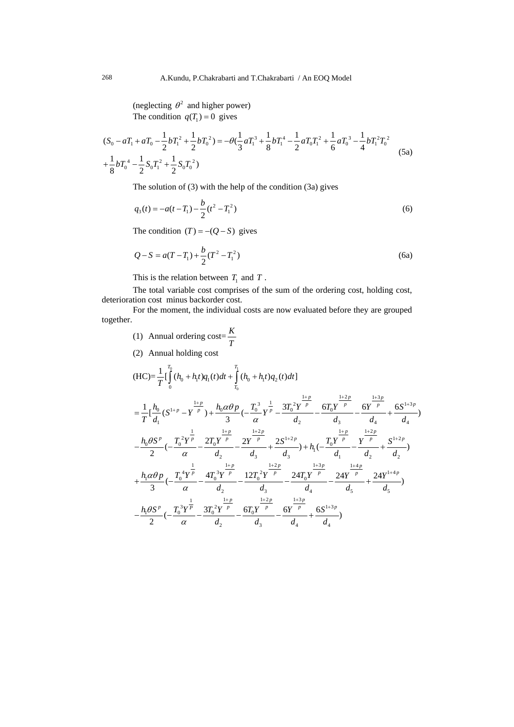(neglecting $\theta^2$ and higher power)

The condition $q(T_1) = 0$ gives

$$(S_0 - aT_1 + aT_0 - \frac{1}{2}bT_1^2 + \frac{1}{2}bT_0^2) = -\theta(\frac{1}{3}aT_1^3 + \frac{1}{8}bT_1^4 - \frac{1}{2}aT_0T_1^2 + \frac{1}{6}aT_0^3 - \frac{1}{4}bT_1^2T_0^2 + \frac{1}{8}bT_0^4 - \frac{1}{2}S_0T_1^2 + \frac{1}{2}S_0T_0^2) \tag{5a}$$

The solution of (3) with the help of the condition (3a) gives

$$q_3(t) = -a(t - T_1) - \frac{b}{2}(t^2 - T_1^2) \tag{6}$$

The condition $(T) = -(Q - S)$ gives

$$Q - S = a(T - T_1) + \frac{b}{2}(T^2 - T_1^2) \tag{6a}$$

This is the relation between $T_1$ and $T$.

The total variable cost comprises of the sum of the ordering cost, holding cost, deterioration cost minus backorder cost.

For the moment, the individual costs are now evaluated before they are grouped together.

(1) Annual ordering cost$=\dfrac{K}{T}$

(2) Annual holding cost

$$\text{(HC)}=\frac{1}{T}[\int_0^{T_0}(h_0 + h_1t)q_1(t)dt + \int_{T_0}^{T_1}(h_0 + h_1t)q_2(t)dt]$$

$$= \frac{1}{T}[\frac{h_0}{d_1}(S^{1+p} - Y^{\frac{1+p}{p}}) + \frac{h_0\alpha\theta p}{3}(-\frac{T_0^3}{\alpha}Y^{\frac{1}{p}} - \frac{3T_0^2Y^{\frac{1+p}{p}}}{d_2} - \frac{6T_0Y^{\frac{1+2p}{p}}}{d_3} - \frac{6Y^{\frac{1+3p}{p}}}{d_4} + \frac{6S^{1+3p}}{d_4})$$

$$-\frac{h_0\theta S^p}{2}(-\frac{T_0^2Y^{\frac{1}{p}}}{\alpha} - \frac{2T_0Y^{\frac{1+p}{p}}}{d_2} - \frac{2Y^{\frac{1+2p}{p}}}{d_3} + \frac{2S^{1+2p}}{d_3}) + h_1(-\frac{T_0Y^{\frac{1+p}{p}}}{d_1} - \frac{Y^{\frac{1+2p}{p}}}{d_2} + \frac{S^{1+2p}}{d_2})$$

$$+\frac{h_1\alpha\theta p}{3}(-\frac{T_0^4Y^{\frac{1}{p}}}{\alpha} - \frac{4T_0^3Y^{\frac{1+p}{p}}}{d_2} - \frac{12T_0^2Y^{\frac{1+2p}{p}}}{d_3} - \frac{24T_0Y^{\frac{1+3p}{p}}}{d_4} - \frac{24Y^{\frac{1+4p}{p}}}{d_5} + \frac{24Y^{1+4p}}{d_5})$$

$$-\frac{h_1\theta S^p}{2}(-\frac{T_0^3Y^{\frac{1}{p}}}{\alpha} - \frac{3T_0^2Y^{\frac{1+p}{p}}}{d_2} - \frac{6T_0Y^{\frac{1+2p}{p}}}{d_3} - \frac{6Y^{\frac{1+3p}{p}}}{d_4} + \frac{6S^{1+3p}}{d_4})$$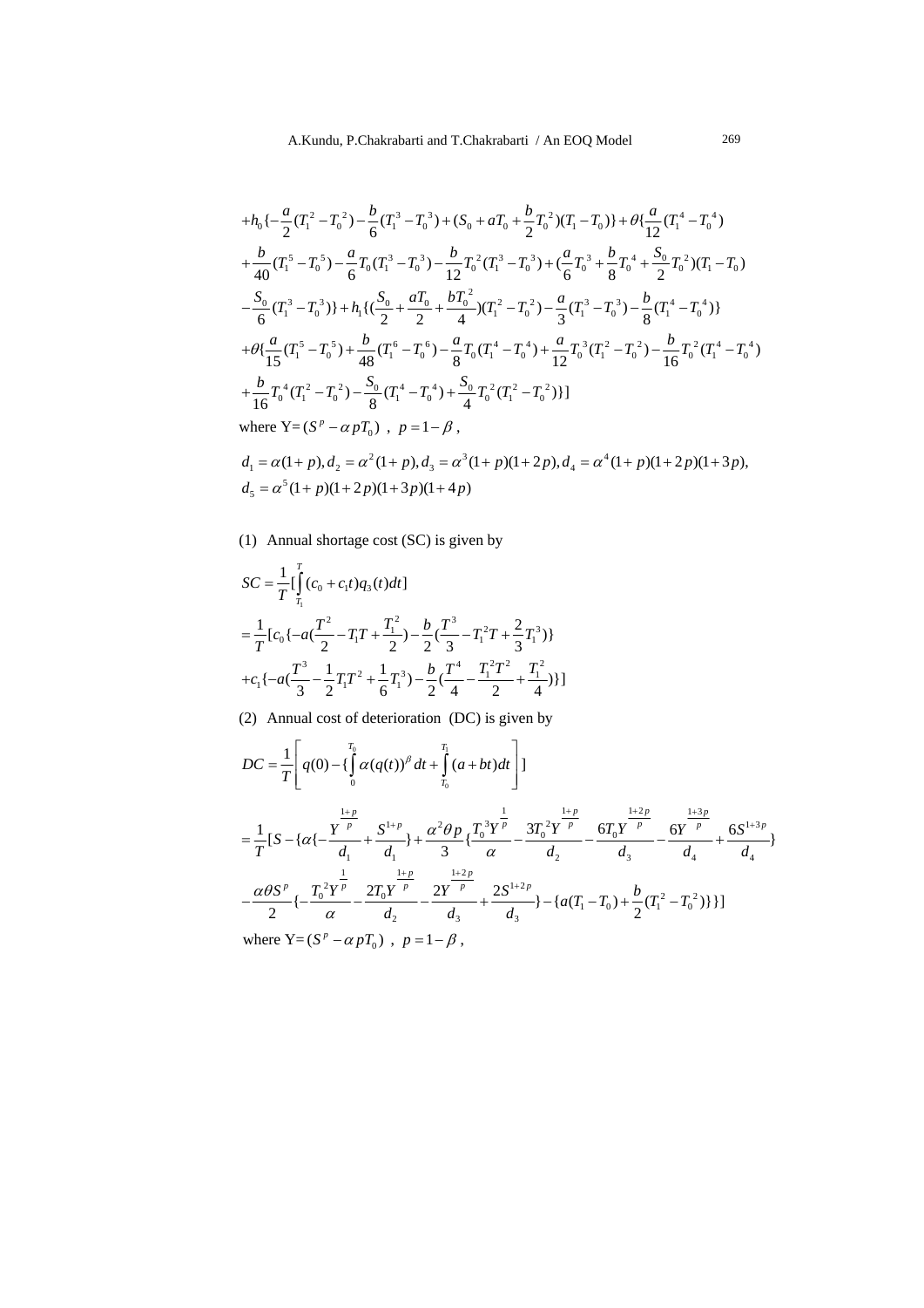$$+h_0\{-\frac{a}{2}(T_1^2-T_0^{\,2})-\frac{b}{6}(T_1^3-T_0^{\,3})+(S_0+aT_0+\frac{b}{2}T_0^{\,2})(T_1-T_0)\}+\theta\{\frac{a}{12}(T_1^4-T_0^{\,4})$$

$$+\frac{b}{40}(T_1^5-T_0^{\,5})-\frac{a}{6}T_0(T_1^3-T_0^{\,3})-\frac{b}{12}T_0^{\,2}(T_1^3-T_0^{\,3})+(\frac{a}{6}T_0^{\,3}+\frac{b}{8}T_0^{\,4}+\frac{S_0}{2}T_0^{\,2})(T_1-T_0)$$

$$-\frac{S_0}{6}(T_1^3-T_0^{\,3})\}+h_1\{(\frac{S_0}{2}+\frac{aT_0}{2}+\frac{bT_0^{\,2}}{4})(T_1^2-T_0^{\,2})-\frac{a}{3}(T_1^3-T_0^{\,3})-\frac{b}{8}(T_1^4-T_0^{\,4})\}$$

$$+\theta\{\frac{a}{15}(T_1^5-T_0^{\,5})+\frac{b}{48}(T_1^6-T_0^{\,6})-\frac{a}{8}T_0(T_1^4-T_0^{\,4})+\frac{a}{12}T_0^{\,3}(T_1^2-T_0^{\,2})-\frac{b}{16}T_0^{\,2}(T_1^4-T_0^{\,4})$$

$$+\frac{b}{16}T_0^{\,4}(T_1^2-T_0^{\,2})-\frac{S_0}{8}(T_1^4-T_0^{\,4})+\frac{S_0}{4}T_0^{\,2}(T_1^2-T_0^{\,2})\}]$$

where $Y=(S^p-\alpha pT_0)$ , $p=1-\beta$ ,

$$d_1=\alpha(1+p), d_2=\alpha^2(1+p), d_3=\alpha^3(1+p)(1+2p), d_4=\alpha^4(1+p)(1+2p)(1+3p),$$
$$d_5=\alpha^5(1+p)(1+2p)(1+3p)(1+4p)$$

(1) Annual shortage cost (SC) is given by

$$SC=\frac{1}{T}[\int_{T_1}^{T}(c_0+c_1t)q_3(t)dt]$$

$$=\frac{1}{T}[c_0\{-a(\frac{T^2}{2}-T_1T+\frac{T_1^2}{2})-\frac{b}{2}(\frac{T^3}{3}-T_1^2T+\frac{2}{3}T_1^3)\}$$

$$+c_1\{-a(\frac{T^3}{3}-\frac{1}{2}T_1T^2+\frac{1}{6}T_1^3)-\frac{b}{2}(\frac{T^4}{4}-\frac{T_1^2T^2}{2}+\frac{T_1^2}{4})\}]$$

(2) Annual cost of deterioration (DC) is given by

$$DC=\frac{1}{T}\left[q(0)-\{\int_0^{T_0}\alpha(q(t))^{\beta}dt+\int_{T_0}^{T_1}(a+bt)dt\right]]$$

$$=\frac{1}{T}[S-\{\alpha\{-\frac{Y^{\frac{1+p}{p}}}{d_1}+\frac{S^{1+p}}{d_1}\}+\frac{\alpha^2\theta p}{3}\{\frac{T_0^{\,3}Y^{\frac{1}{p}}}{\alpha}-\frac{3T_0^{\,2}Y^{\frac{1+p}{p}}}{d_2}-\frac{6T_0Y^{\frac{1+2p}{p}}}{d_3}-\frac{6Y^{\frac{1+3p}{p}}}{d_4}+\frac{6S^{1+3p}}{d_4}\}$$

$$-\frac{\alpha\theta S^p}{2}\{-\frac{T_0^{\,2}Y^{\frac{1}{p}}}{\alpha}-\frac{2T_0Y^{\frac{1+p}{p}}}{d_2}-\frac{2Y^{\frac{1+2p}{p}}}{d_3}+\frac{2S^{1+2p}}{d_3}\}-\{a(T_1-T_0)+\frac{b}{2}(T_1^2-T_0^{\,2})\}\}]$$

where $Y=(S^p-\alpha pT_0)$ , $p=1-\beta$ ,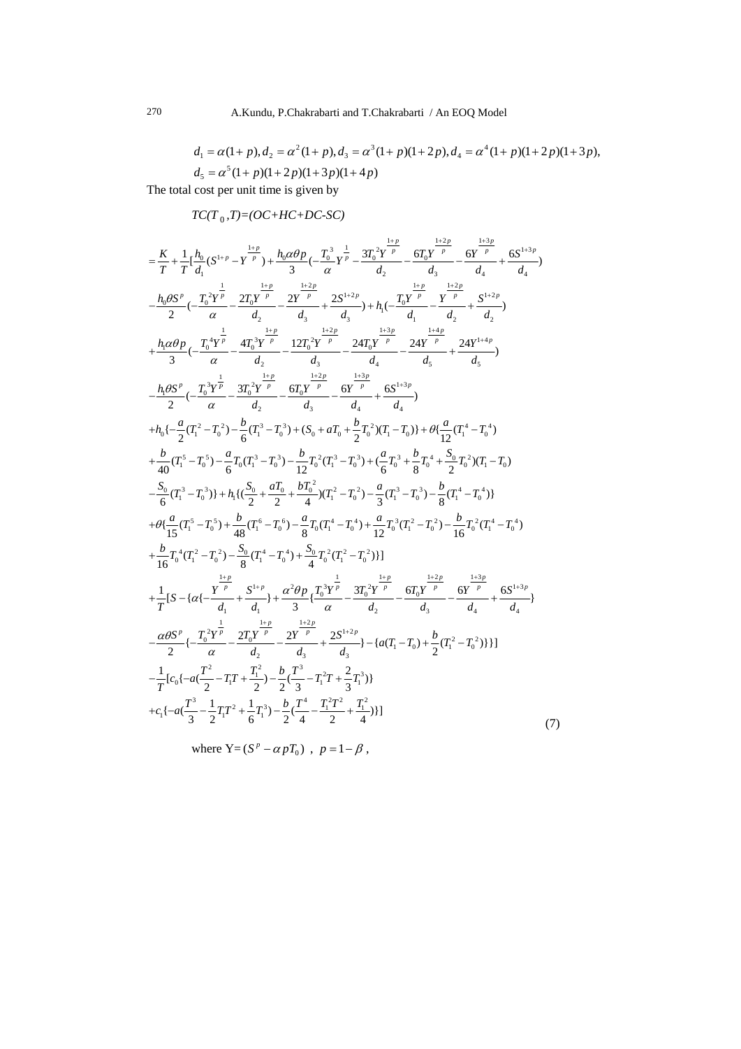$$d_1 = \alpha(1+p), d_2 = \alpha^2(1+p), d_3 = \alpha^3(1+p)(1+2p), d_4 = \alpha^4(1+p)(1+2p)(1+3p),$$
$$d_5 = \alpha^5(1+p)(1+2p)(1+3p)(1+4p)$$

The total cost per unit time is given by

$$TC(T_0, T) = (OC+HC+DC-SC)$$

$$
\begin{aligned}
&= \frac{K}{T} + \frac{1}{T}[\frac{h_0}{d_1}(S^{1+p} - Y^{\frac{1+p}{p}}) + \frac{h_0\alpha\theta p}{3}(-\frac{T_0^3}{\alpha}Y^{\frac{1}{p}} - \frac{3T_0^2 Y^{\frac{1+p}{p}}}{d_2} - \frac{6T_0 Y^{\frac{1+2p}{p}}}{d_3} - \frac{6Y^{\frac{1+3p}{p}}}{d_4} + \frac{6S^{1+3p}}{d_4}) \\
&- \frac{h_0\theta S^p}{2}(-\frac{T_0^2 Y^{\frac{1}{p}}}{\alpha} - \frac{2T_0 Y^{\frac{1+p}{p}}}{d_2} - \frac{2Y^{\frac{1+2p}{p}}}{d_3} + \frac{2S^{1+2p}}{d_3}) + h_1(-\frac{T_0 Y^{\frac{1+p}{p}}}{d_1} - \frac{Y^{\frac{1+2p}{p}}}{d_2} + \frac{S^{1+2p}}{d_2}) \\
&+ \frac{h_1\alpha\theta p}{3}(-\frac{T_0^4 Y^{\frac{1}{p}}}{\alpha} - \frac{4T_0^3 Y^{\frac{1+p}{p}}}{d_2} - \frac{12T_0^2 Y^{\frac{1+2p}{p}}}{d_3} - \frac{24T_0 Y^{\frac{1+3p}{p}}}{d_4} - \frac{24Y^{\frac{1+4p}{p}}}{d_5} + \frac{24Y^{1+4p}}{d_5}) \\
&- \frac{h_1\theta S^p}{2}(-\frac{T_0^3 Y^{\frac{1}{p}}}{\alpha} - \frac{3T_0^2 Y^{\frac{1+p}{p}}}{d_2} - \frac{6T_0 Y^{\frac{1+2p}{p}}}{d_3} - \frac{6Y^{\frac{1+3p}{p}}}{d_4} + \frac{6S^{1+3p}}{d_4}) \\
&+ h_0\{-\frac{a}{2}(T_1^2 - T_0^2) - \frac{b}{6}(T_1^3 - T_0^3) + (S_0 + aT_0 + \frac{b}{2}T_0^2)(T_1 - T_0)\} + \theta\{\frac{a}{12}(T_1^4 - T_0^4) \\
&+ \frac{b}{40}(T_1^5 - T_0^5) - \frac{a}{6}T_0(T_1^3 - T_0^3) - \frac{b}{12}T_0^2(T_1^3 - T_0^3) + (\frac{a}{6}T_0^3 + \frac{b}{8}T_0^4 + \frac{S_0}{2}T_0^2)(T_1 - T_0) \\
&- \frac{S_0}{6}(T_1^3 - T_0^3)\} + h_1\{(\frac{S_0}{2} + \frac{aT_0}{2} + \frac{bT_0^2}{4})(T_1^2 - T_0^2) - \frac{a}{3}(T_1^3 - T_0^3) - \frac{b}{8}(T_1^4 - T_0^4)\} \\
&+ \theta\{\frac{a}{15}(T_1^5 - T_0^5) + \frac{b}{48}(T_1^6 - T_0^6) - \frac{a}{8}T_0(T_1^4 - T_0^4) + \frac{a}{12}T_0^3(T_1^2 - T_0^2) - \frac{b}{16}T_0^2(T_1^4 - T_0^4) \\
&+ \frac{b}{16}T_0^4(T_1^2 - T_0^2) - \frac{S_0}{8}(T_1^4 - T_0^4) + \frac{S_0}{4}T_0^2(T_1^2 - T_0^2)\}] \\
&+ \frac{1}{T}[S - \{\alpha\{-\frac{Y^{\frac{1+p}{p}}}{d_1} + \frac{S^{1+p}}{d_1}\} + \frac{\alpha^2\theta p}{3}\{\frac{T_0^3 Y^{\frac{1}{p}}}{\alpha} - \frac{3T_0^2 Y^{\frac{1+p}{p}}}{d_2} - \frac{6T_0 Y^{\frac{1+2p}{p}}}{d_3} - \frac{6Y^{\frac{1+3p}{p}}}{d_4} + \frac{6S^{1+3p}}{d_4}\} \\
&- \frac{\alpha\theta S^p}{2}\{-\frac{T_0^2 Y^{\frac{1}{p}}}{\alpha} - \frac{2T_0 Y^{\frac{1+p}{p}}}{d_2} - \frac{2Y^{\frac{1+2p}{p}}}{d_3} + \frac{2S^{1+2p}}{d_3}\} - \{a(T_1 - T_0) + \frac{b}{2}(T_1^2 - T_0^2)\}\}] \\
&- \frac{1}{T}[c_0\{-a(\frac{T^2}{2} - T_1 T + \frac{T_1^2}{2}) - \frac{b}{2}(\frac{T^3}{3} - T_1^2 T + \frac{2}{3}T_1^3)\} \\
&+ c_1\{-a(\frac{T^3}{3} - \frac{1}{2}T_1 T^2 + \frac{1}{6}T_1^3) - \frac{b}{2}(\frac{T^4}{4} - \frac{T_1^2 T^2}{2} + \frac{T_1^2}{4})\}]
\end{aligned}
\tag{7}
$$

where $Y = (S^p - \alpha p T_0)$, $p = 1 - \beta$,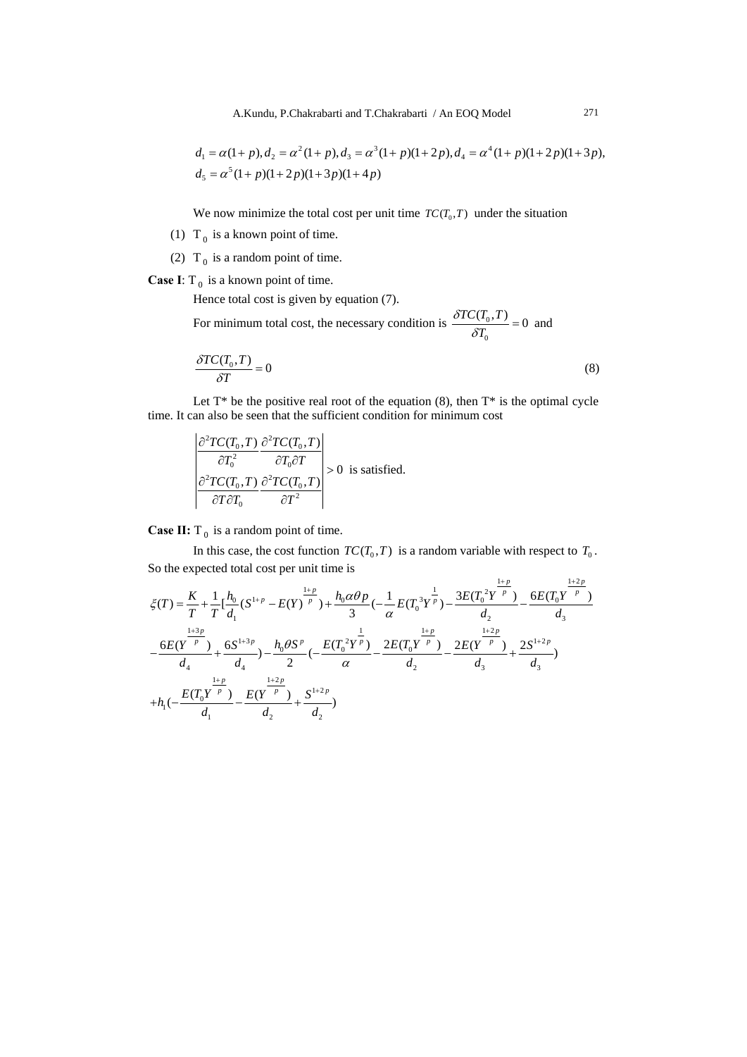$$d_1 = \alpha(1+p), d_2 = \alpha^2(1+p), d_3 = \alpha^3(1+p)(1+2p), d_4 = \alpha^4(1+p)(1+2p)(1+3p),$$
$$d_5 = \alpha^5(1+p)(1+2p)(1+3p)(1+4p)$$

We now minimize the total cost per unit time $TC(T_0, T)$ under the situation

(1) $T_0$ is a known point of time.

(2) $T_0$ is a random point of time.

**Case I**: $T_0$ is a known point of time.

Hence total cost is given by equation (7).

For minimum total cost, the necessary condition is $\dfrac{\delta TC(T_0,T)}{\delta T_0} = 0$ and

$$\frac{\delta TC(T_0,T)}{\delta T} = 0 \tag{8}$$

Let T* be the positive real root of the equation (8), then T* is the optimal cycle time. It can also be seen that the sufficient condition for minimum cost

$$\begin{vmatrix} \dfrac{\partial^2 TC(T_0,T)}{\partial T_0^2} & \dfrac{\partial^2 TC(T_0,T)}{\partial T_0 \partial T} \\ \dfrac{\partial^2 TC(T_0,T)}{\partial T \partial T_0} & \dfrac{\partial^2 TC(T_0,T)}{\partial T^2} \end{vmatrix} > 0 \text{ is satisfied.}$$

**Case II:** $T_0$ is a random point of time.

In this case, the cost function $TC(T_0, T)$ is a random variable with respect to $T_0$. So the expected total cost per unit time is

$$\xi(T) = \frac{K}{T} + \frac{1}{T}[\frac{h_0}{d_1}(S^{1+p} - E(Y)^{\frac{1+p}{p}}) + \frac{h_0\alpha\theta p}{3}(-\frac{1}{\alpha}E(T_0{}^3 Y^{\frac{1}{p}}) - \frac{3E(T_0{}^2 Y^{\frac{1+p}{p}})}{d_2} - \frac{6E(T_0 Y^{\frac{1+2p}{p}})}{d_3}$$
$$-\frac{6E(Y^{\frac{1+3p}{p}})}{d_4} + \frac{6S^{1+3p}}{d_4}) - \frac{h_0\theta S^p}{2}(-\frac{E(T_0{}^2 Y^{\frac{1}{p}})}{\alpha} - \frac{2E(T_0 Y^{\frac{1+p}{p}})}{d_2} - \frac{2E(Y^{\frac{1+2p}{p}})}{d_3} + \frac{2S^{1+2p}}{d_3})$$
$$+h_1(-\frac{E(T_0 Y^{\frac{1+p}{p}})}{d_1} - \frac{E(Y^{\frac{1+2p}{p}})}{d_2} + \frac{S^{1+2p}}{d_2})$$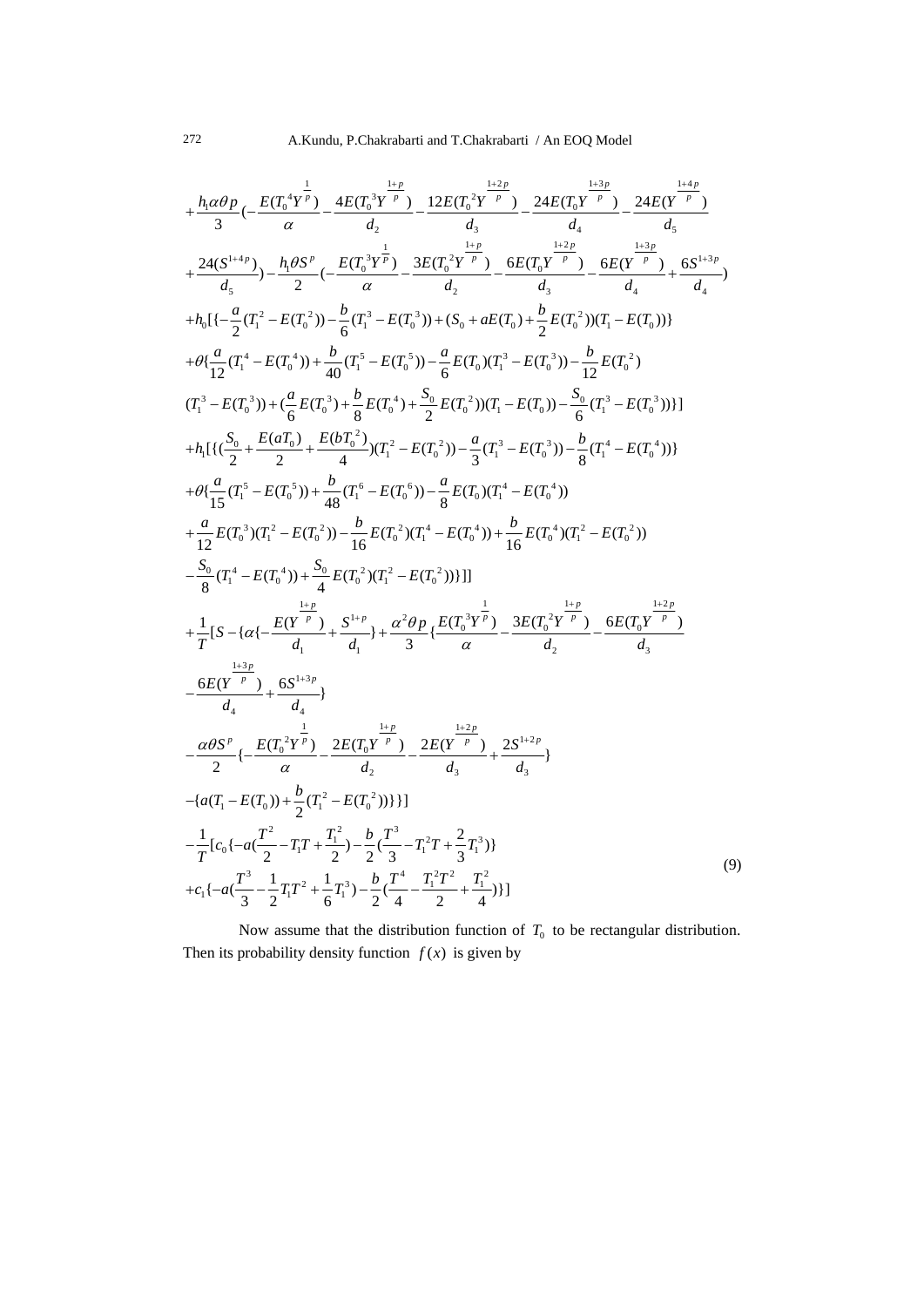$$
\begin{aligned}
&+\frac{h_1\alpha\theta p}{3}\Big(-\frac{E(T_0^{\,4}Y^{\frac{1}{p}})}{\alpha}-\frac{4E(T_0^{\,3}Y^{\frac{1+p}{p}})}{d_2}-\frac{12E(T_0^{\,2}Y^{\frac{1+2p}{p}})}{d_3}-\frac{24E(T_0Y^{\frac{1+3p}{p}})}{d_4}-\frac{24E(Y^{\frac{1+4p}{p}})}{d_5}\\
&+\frac{24(S^{1+4p})}{d_5}\Big)-\frac{h_1\theta S^p}{2}\Big(-\frac{E(T_0^{\,3}Y^{\frac{1}{p}})}{\alpha}-\frac{3E(T_0^{\,2}Y^{\frac{1+p}{p}})}{d_2}-\frac{6E(T_0Y^{\frac{1+2p}{p}})}{d_3}-\frac{6E(Y^{\frac{1+3p}{p}})}{d_4}+\frac{6S^{1+3p}}{d_4}\Big)\\
&+h_0[\{-\frac{a}{2}(T_1^{\,2}-E(T_0^{\,2}))-\frac{b}{6}(T_1^{\,3}-E(T_0^{\,3}))+(S_0+aE(T_0)+\frac{b}{2}E(T_0^{\,2}))(T_1-E(T_0))\}\\
&+\theta\{\frac{a}{12}(T_1^{\,4}-E(T_0^{\,4}))+\frac{b}{40}(T_1^{\,5}-E(T_0^{\,5}))-\frac{a}{6}E(T_0)(T_1^{\,3}-E(T_0^{\,3}))-\frac{b}{12}E(T_0^{\,2})\\
&(T_1^{\,3}-E(T_0^{\,3}))+(\frac{a}{6}E(T_0^{\,3})+\frac{b}{8}E(T_0^{\,4})+\frac{S_0}{2}E(T_0^{\,2}))(T_1-E(T_0))-\frac{S_0}{6}(T_1^{\,3}-E(T_0^{\,3}))\}]\\
&+h_1[\{(\frac{S_0}{2}+\frac{E(aT_0)}{2}+\frac{E(bT_0^{\,2})}{4})(T_1^{\,2}-E(T_0^{\,2}))-\frac{a}{3}(T_1^{\,3}-E(T_0^{\,3}))-\frac{b}{8}(T_1^{\,4}-E(T_0^{\,4}))\}\\
&+\theta\{\frac{a}{15}(T_1^{\,5}-E(T_0^{\,5}))+\frac{b}{48}(T_1^{\,6}-E(T_0^{\,6}))-\frac{a}{8}E(T_0)(T_1^{\,4}-E(T_0^{\,4}))\\
&+\frac{a}{12}E(T_0^{\,3})(T_1^{\,2}-E(T_0^{\,2}))-\frac{b}{16}E(T_0^{\,2})(T_1^{\,4}-E(T_0^{\,4}))+\frac{b}{16}E(T_0^{\,4})(T_1^{\,2}-E(T_0^{\,2}))\\
&-\frac{S_0}{8}(T_1^{\,4}-E(T_0^{\,4}))+\frac{S_0}{4}E(T_0^{\,2})(T_1^{\,2}-E(T_0^{\,2}))\}]]\\
&+\frac{1}{T}[S-\{\alpha\{-\frac{E(Y^{\frac{1+p}{p}})}{d_1}+\frac{S^{1+p}}{d_1}\}+\frac{\alpha^2\theta p}{3}\{\frac{E(T_0^{\,3}Y^{\frac{1}{p}})}{\alpha}-\frac{3E(T_0^{\,2}Y^{\frac{1+p}{p}})}{d_2}-\frac{6E(T_0Y^{\frac{1+2p}{p}})}{d_3}\\
&-\frac{6E(Y^{\frac{1+3p}{p}})}{d_4}+\frac{6S^{1+3p}}{d_4}\}\\
&-\frac{\alpha\theta S^p}{2}\{-\frac{E(T_0^{\,2}Y^{\frac{1}{p}})}{\alpha}-\frac{2E(T_0Y^{\frac{1+p}{p}})}{d_2}-\frac{2E(Y^{\frac{1+2p}{p}})}{d_3}+\frac{2S^{1+2p}}{d_3}\}\\
&-\{a(T_1-E(T_0))+\frac{b}{2}(T_1^{\,2}-E(T_0^{\,2}))\}\}]\\
&-\frac{1}{T}[c_0\{-a(\frac{T^2}{2}-T_1T+\frac{T_1^{\,2}}{2})-\frac{b}{2}(\frac{T^3}{3}-T_1^{\,2}T+\frac{2}{3}T_1^{\,3})\}\\
&+c_1\{-a(\frac{T^3}{3}-\frac{1}{2}T_1T^2+\frac{1}{6}T_1^{\,3})-\frac{b}{2}(\frac{T^4}{4}-\frac{T_1^{\,2}T^2}{2}+\frac{T_1^{\,2}}{4})\}]
\end{aligned}
\tag{9}
$$

Now assume that the distribution function of $T_0$ to be rectangular distribution. Then its probability density function $f(x)$ is given by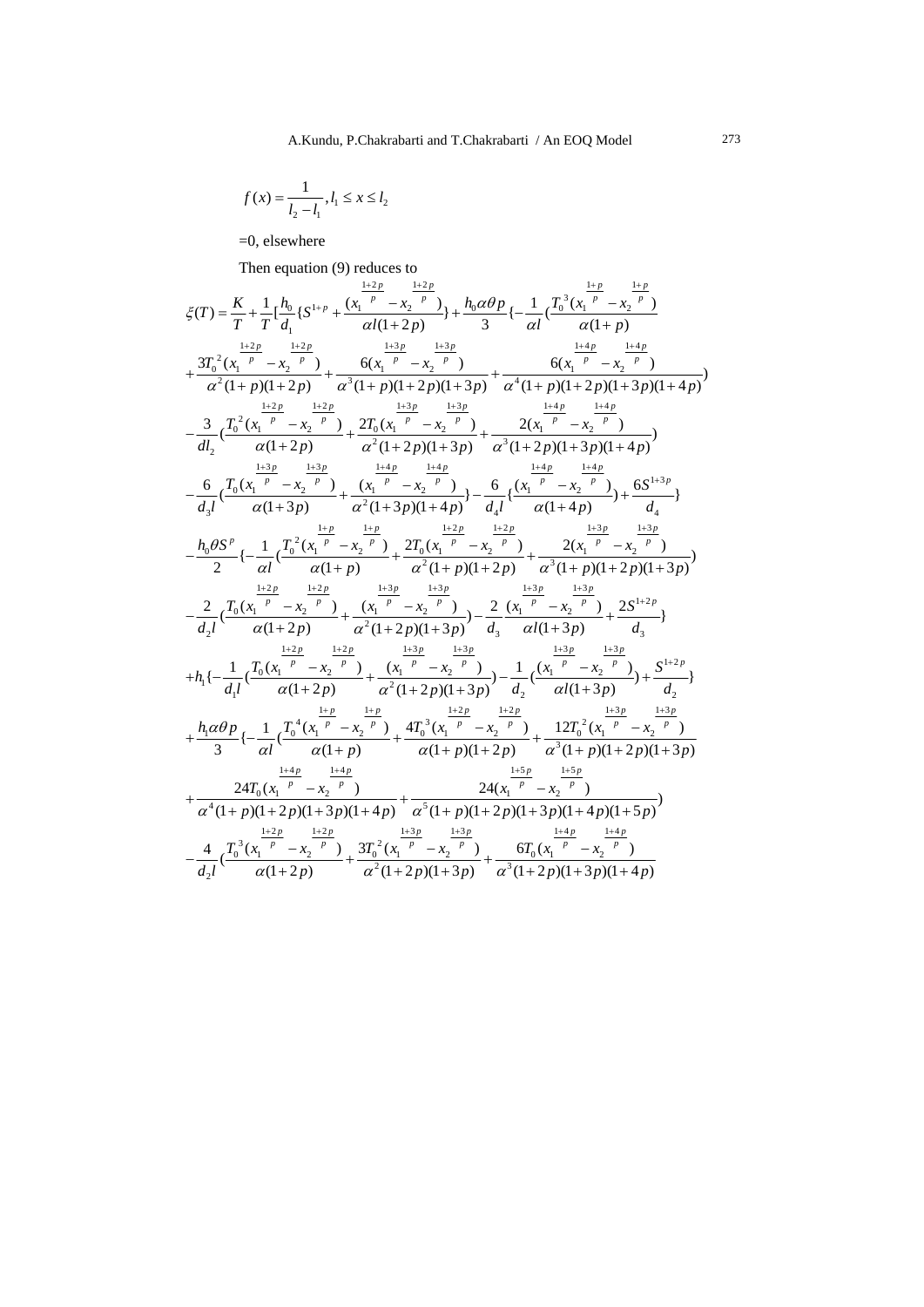$$f(x) = \frac{1}{l_2 - l_1}, l_1 \le x \le l_2$$

=0, elsewhere

Then equation (9) reduces to

$$\xi(T) = \frac{K}{T} + \frac{1}{T}[\frac{h_0}{d_1}\{S^{1+p} + \frac{(x_1^{\frac{1+2p}{p}} - x_2^{\frac{1+2p}{p}})}{\alpha l(1+2p)}\} + \frac{h_0 \alpha \theta p}{3}\{-\frac{1}{\alpha l}(\frac{T_0^3(x_1^{\frac{1+p}{p}} - x_2^{\frac{1+p}{p}})}{\alpha(1+p)}$$

$$+ \frac{3T_0^2(x_1^{\frac{1+2p}{p}} - x_2^{\frac{1+2p}{p}})}{\alpha^2(1+p)(1+2p)} + \frac{6(x_1^{\frac{1+3p}{p}} - x_2^{\frac{1+3p}{p}})}{\alpha^3(1+p)(1+2p)(1+3p)} + \frac{6(x_1^{\frac{1+4p}{p}} - x_2^{\frac{1+4p}{p}})}{\alpha^4(1+p)(1+2p)(1+3p)(1+4p)})$$

$$- \frac{3}{dl_2}(\frac{T_0^2(x_1^{\frac{1+2p}{p}} - x_2^{\frac{1+2p}{p}})}{\alpha(1+2p)} + \frac{2T_0(x_1^{\frac{1+3p}{p}} - x_2^{\frac{1+3p}{p}})}{\alpha^2(1+2p)(1+3p)} + \frac{2(x_1^{\frac{1+4p}{p}} - x_2^{\frac{1+4p}{p}})}{\alpha^3(1+2p)(1+3p)(1+4p)})$$

$$- \frac{6}{d_3 l}(\frac{T_0(x_1^{\frac{1+3p}{p}} - x_2^{\frac{1+3p}{p}})}{\alpha(1+3p)} + \frac{(x_1^{\frac{1+4p}{p}} - x_2^{\frac{1+4p}{p}})}{\alpha^2(1+3p)(1+4p)}\} - \frac{6}{d_4 l}\{\frac{(x_1^{\frac{1+4p}{p}} - x_2^{\frac{1+4p}{p}})}{\alpha(1+4p)}) + \frac{6S^{1+3p}}{d_4}\}$$

$$- \frac{h_0 \theta S^p}{2}\{-\frac{1}{\alpha l}(\frac{T_0^2(x_1^{\frac{1+p}{p}} - x_2^{\frac{1+p}{p}})}{\alpha(1+p)} + \frac{2T_0(x_1^{\frac{1+2p}{p}} - x_2^{\frac{1+2p}{p}})}{\alpha^2(1+p)(1+2p)} + \frac{2(x_1^{\frac{1+3p}{p}} - x_2^{\frac{1+3p}{p}})}{\alpha^3(1+p)(1+2p)(1+3p)})$$

$$- \frac{2}{d_2 l}(\frac{T_0(x_1^{\frac{1+2p}{p}} - x_2^{\frac{1+2p}{p}})}{\alpha(1+2p)} + \frac{(x_1^{\frac{1+3p}{p}} - x_2^{\frac{1+3p}{p}})}{\alpha^2(1+2p)(1+3p)}) - \frac{2}{d_3}\frac{(x_1^{\frac{1+3p}{p}} - x_2^{\frac{1+3p}{p}})}{\alpha l(1+3p)} + \frac{2S^{1+2p}}{d_3}\}$$

$$+ h_1\{-\frac{1}{d_1 l}(\frac{T_0(x_1^{\frac{1+2p}{p}} - x_2^{\frac{1+2p}{p}})}{\alpha(1+2p)} + \frac{(x_1^{\frac{1+3p}{p}} - x_2^{\frac{1+3p}{p}})}{\alpha^2(1+2p)(1+3p)}) - \frac{1}{d_2}(\frac{(x_1^{\frac{1+3p}{p}} - x_2^{\frac{1+3p}{p}})}{\alpha l(1+3p)}) + \frac{S^{1+2p}}{d_2}\}$$

$$+ \frac{h_1 \alpha \theta p}{3}\{-\frac{1}{\alpha l}(\frac{T_0^4(x_1^{\frac{1+p}{p}} - x_2^{\frac{1+p}{p}})}{\alpha(1+p)} + \frac{4T_0^3(x_1^{\frac{1+2p}{p}} - x_2^{\frac{1+2p}{p}})}{\alpha(1+p)(1+2p)} + \frac{12T_0^2(x_1^{\frac{1+3p}{p}} - x_2^{\frac{1+3p}{p}})}{\alpha^3(1+p)(1+2p)(1+3p)}$$

$$+ \frac{24T_0(x_1^{\frac{1+4p}{p}} - x_2^{\frac{1+4p}{p}})}{\alpha^4(1+p)(1+2p)(1+3p)(1+4p)} + \frac{24(x_1^{\frac{1+5p}{p}} - x_2^{\frac{1+5p}{p}})}{\alpha^5(1+p)(1+2p)(1+3p)(1+4p)(1+5p)})$$

$$- \frac{4}{d_2 l}(\frac{T_0^3(x_1^{\frac{1+2p}{p}} - x_2^{\frac{1+2p}{p}})}{\alpha(1+2p)} + \frac{3T_0^2(x_1^{\frac{1+3p}{p}} - x_2^{\frac{1+3p}{p}})}{\alpha^2(1+2p)(1+3p)} + \frac{6T_0(x_1^{\frac{1+4p}{p}} - x_2^{\frac{1+4p}{p}})}{\alpha^3(1+2p)(1+3p)(1+4p)}$$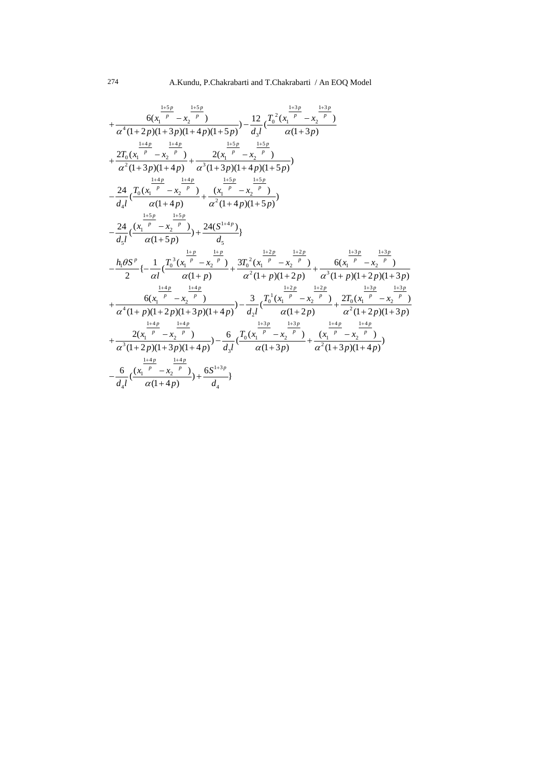$$+\frac{6(x_1^{\frac{1+5p}{p}}-x_2^{\frac{1+5p}{p}})}{\alpha^4(1+2p)(1+3p)(1+4p)(1+5p)})-\frac{12}{d_3 l}(\frac{T_0^{\,2}(x_1^{\frac{1+3p}{p}}-x_2^{\frac{1+3p}{p}})}{\alpha(1+3p)}$$

$$+\frac{2T_0(x_1^{\frac{1+4p}{p}}-x_2^{\frac{1+4p}{p}})}{\alpha^2(1+3p)(1+4p)}+\frac{2(x_1^{\frac{1+5p}{p}}-x_2^{\frac{1+5p}{p}})}{\alpha^3(1+3p)(1+4p)(1+5p)})$$

$$-\frac{24}{d_4 l}(\frac{T_0(x_1^{\frac{1+4p}{p}}-x_2^{\frac{1+4p}{p}})}{\alpha(1+4p)}+\frac{(x_1^{\frac{1+5p}{p}}-x_2^{\frac{1+5p}{p}})}{\alpha^2(1+4p)(1+5p)})$$

$$-\frac{24}{d_5 l}(\frac{(x_1^{\frac{1+5p}{p}}-x_2^{\frac{1+5p}{p}})}{\alpha(1+5p)})+\frac{24(S^{1+4p})}{d_5}\}$$

$$-\frac{h_1\theta S^p}{2}\{-\frac{1}{\alpha l}(\frac{T_0^{\,3}(x_1^{\frac{1+p}{p}}-x_2^{\frac{1+p}{p}})}{\alpha(1+p)}+\frac{3T_0^{\,2}(x_1^{\frac{1+2p}{p}}-x_2^{\frac{1+2p}{p}})}{\alpha^2(1+p)(1+2p)}+\frac{6(x_1^{\frac{1+3p}{p}}-x_2^{\frac{1+3p}{p}})}{\alpha^3(1+p)(1+2p)(1+3p)}$$

$$+\frac{6(x_1^{\frac{1+4p}{p}}-x_2^{\frac{1+4p}{p}})}{\alpha^4(1+p)(1+2p)(1+3p)(1+4p)})-\frac{3}{d_2 l}(\frac{T_0^{\,1}(x_1^{\frac{1+2p}{p}}-x_2^{\frac{1+2p}{p}})}{\alpha(1+2p)}+\frac{2T_0(x_1^{\frac{1+3p}{p}}-x_2^{\frac{1+3p}{p}})}{\alpha^2(1+2p)(1+3p)}$$

$$+\frac{2(x_1^{\frac{1+4p}{p}}-x_2^{\frac{1+4p}{p}})}{\alpha^3(1+2p)(1+3p)(1+4p)})-\frac{6}{d_3 l}(\frac{T_0(x_1^{\frac{1+3p}{p}}-x_2^{\frac{1+3p}{p}})}{\alpha(1+3p)}+\frac{(x_1^{\frac{1+4p}{p}}-x_2^{\frac{1+4p}{p}})}{\alpha^2(1+3p)(1+4p)})$$

$$-\frac{6}{d_4 l}(\frac{(x_1^{\frac{1+4p}{p}}-x_2^{\frac{1+4p}{p}})}{\alpha(1+4p)})+\frac{6S^{1+3p}}{d_4}\}$$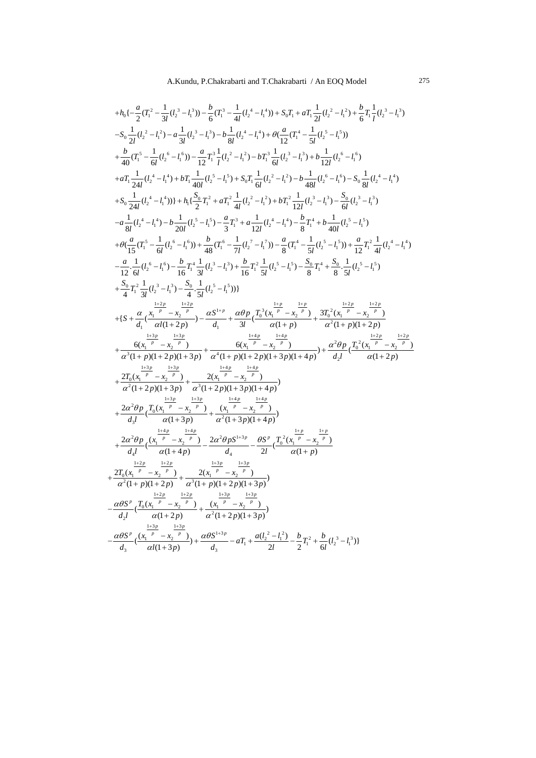$$
\begin{aligned}
&+h_0\{-\frac{a}{2}(T_1^2-\frac{1}{3l}(l_2^3-l_1^3))-\frac{b}{6}(T_1^3-\frac{1}{4l}(l_2^4-l_1^4))+S_0T_1+aT_1\frac{1}{2l}(l_2^2-l_1^2)+\frac{b}{6}T_1\frac{1}{l}(l_2^3-l_1^3)\\
&-S_0\frac{1}{2l}(l_2^2-l_1^2)-a\frac{1}{3l}(l_2^3-l_1^3)-b\frac{1}{8l}(l_2^4-l_1^4)+\theta(\frac{a}{12}(T_1^4-\frac{1}{5l}(l_2^5-l_1^5))\\
&+\frac{b}{40}(T_1^5-\frac{1}{6l}(l_2^6-l_1^6))-\frac{a}{12}T_1^3\frac{1}{l}(l_2^2-l_1^2)-bT_1^3\frac{1}{6l}(l_2^3-l_1^3)+b\frac{1}{12l}(l_2^6-l_1^6)\\
&+aT_1\frac{1}{24l}(l_2^4-l_1^4)+bT_1\frac{1}{40l}(l_2^5-l_1^5)+S_0T_1\frac{1}{6l}(l_2^2-l_1^2)-b\frac{1}{48l}(l_2^6-l_1^6)-S_0\frac{1}{8l}(l_2^4-l_1^4)\\
&+S_0\frac{1}{24l}(l_2^4-l_1^4))\}+h_1\{\frac{S_0}{2}T_1^2+aT_1^2\frac{1}{4l}(l_2^2-l_1^2)+bT_1^2\frac{1}{12l}(l_2^3-l_1^3)-\frac{S_0}{6l}(l_2^3-l_1^3)\\
&-a\frac{1}{8l}(l_2^4-l_1^4)-b\frac{1}{20l}(l_2^5-l_1^5)-\frac{a}{3}T_1^3+a\frac{1}{12l}(l_2^4-l_1^4)-\frac{b}{8}T_1^4+b\frac{1}{40l}(l_2^5-l_1^5)\\
&+\theta(\frac{a}{15}(T_1^5-\frac{1}{6l}(l_2^6-l_1^6))+\frac{b}{48}(T_1^6-\frac{1}{7l}(l_2^7-l_1^7))-\frac{a}{8}(T_1^4-\frac{1}{5l}(l_2^5-l_1^5))+\frac{a}{12}T_1^2\frac{1}{4l}(l_2^4-l_1^4)\\
&-\frac{a}{12}.\frac{1}{6l}(l_2^6-l_1^6)-\frac{b}{16}T_1^4\frac{1}{3l}(l_2^3-l_1^3)+\frac{b}{16}T_1^2\frac{1}{5l}(l_2^5-l_1^5)-\frac{S_0}{8}T_1^4+\frac{S_0}{8}.\frac{1}{5l}(l_2^5-l_1^5)\\
&+\frac{S_0}{4}T_1^2\frac{1}{3l}(l_2^3-l_1^3)-\frac{S_0}{4}.\frac{1}{5l}(l_2^5-l_1^5))\}\\
&+\{S+\frac{\alpha}{d_1}(\frac{x_1^{\frac{1+2p}{p}}-x_2^{\frac{1+2p}{p}}}{\alpha l(1+2p)})-\frac{\alpha S^{1+p}}{d_1}+\frac{\alpha\theta p}{3l}(\frac{T_0^3(x_1^{\frac{1+p}{p}}-x_2^{\frac{1+p}{p}})}{\alpha(1+p)}+\frac{3T_0^2(x_1^{\frac{1+2p}{p}}-x_2^{\frac{1+2p}{p}})}{\alpha^2(1+p)(1+2p)}\\
&+\frac{6(x_1^{\frac{1+3p}{p}}-x_2^{\frac{1+3p}{p}})}{\alpha^3(1+p)(1+2p)(1+3p)}+\frac{6(x_1^{\frac{1+4p}{p}}-x_2^{\frac{1+4p}{p}})}{\alpha^4(1+p)(1+2p)(1+3p)(1+4p)})+\frac{\alpha^2\theta p}{d_2 l}(\frac{T_0^2(x_1^{\frac{1+2p}{p}}-x_2^{\frac{1+2p}{p}})}{\alpha(1+2p)}\\
&+\frac{2T_0(x_1^{\frac{1+3p}{p}}-x_2^{\frac{1+3p}{p}})}{\alpha^2(1+2p)(1+3p)}+\frac{2(x_1^{\frac{1+4p}{p}}-x_2^{\frac{1+4p}{p}})}{\alpha^3(1+2p)(1+3p)(1+4p)})\\
&+\frac{2\alpha^2\theta p}{d_3 l}(\frac{T_0(x_1^{\frac{1+3p}{p}}-x_2^{\frac{1+3p}{p}})}{\alpha(1+3p)}+\frac{(x_1^{\frac{1+4p}{p}}-x_2^{\frac{1+4p}{p}})}{\alpha^2(1+3p)(1+4p)})\\
&+\frac{2\alpha^2\theta p}{d_4 l}(\frac{(x_1^{\frac{1+4p}{p}}-x_2^{\frac{1+4p}{p}})}{\alpha(1+4p)})-\frac{2\alpha^2\theta pS^{1+3p}}{d_4}-\frac{\theta S^p}{2l}(\frac{T_0^2(x_1^{\frac{1+p}{p}}-x_2^{\frac{1+p}{p}})}{\alpha(1+p)}\\
&+\frac{2T_0(x_1^{\frac{1+2p}{p}}-x_2^{\frac{1+2p}{p}})}{\alpha^2(1+p)(1+2p)}+\frac{2(x_1^{\frac{1+3p}{p}}-x_2^{\frac{1+3p}{p}})}{\alpha^3(1+p)(1+2p)(1+3p)})\\
&-\frac{\alpha\theta S^p}{d_2 l}(\frac{T_0(x_1^{\frac{1+2p}{p}}-x_2^{\frac{1+2p}{p}})}{\alpha(1+2p)}+\frac{(x_1^{\frac{1+3p}{p}}-x_2^{\frac{1+3p}{p}})}{\alpha^2(1+2p)(1+3p)})\\
&-\frac{\alpha\theta S^p}{d_3}(\frac{(x_1^{\frac{1+3p}{p}}-x_2^{\frac{1+3p}{p}})}{\alpha l(1+3p)})+\frac{\alpha\theta S^{1+3p}}{d_3}-aT_1+\frac{a(l_2^2-l_1^2)}{2l}-\frac{b}{2}T_1^2+\frac{b}{6l}(l_2^3-l_1^3)\}
\end{aligned}
$$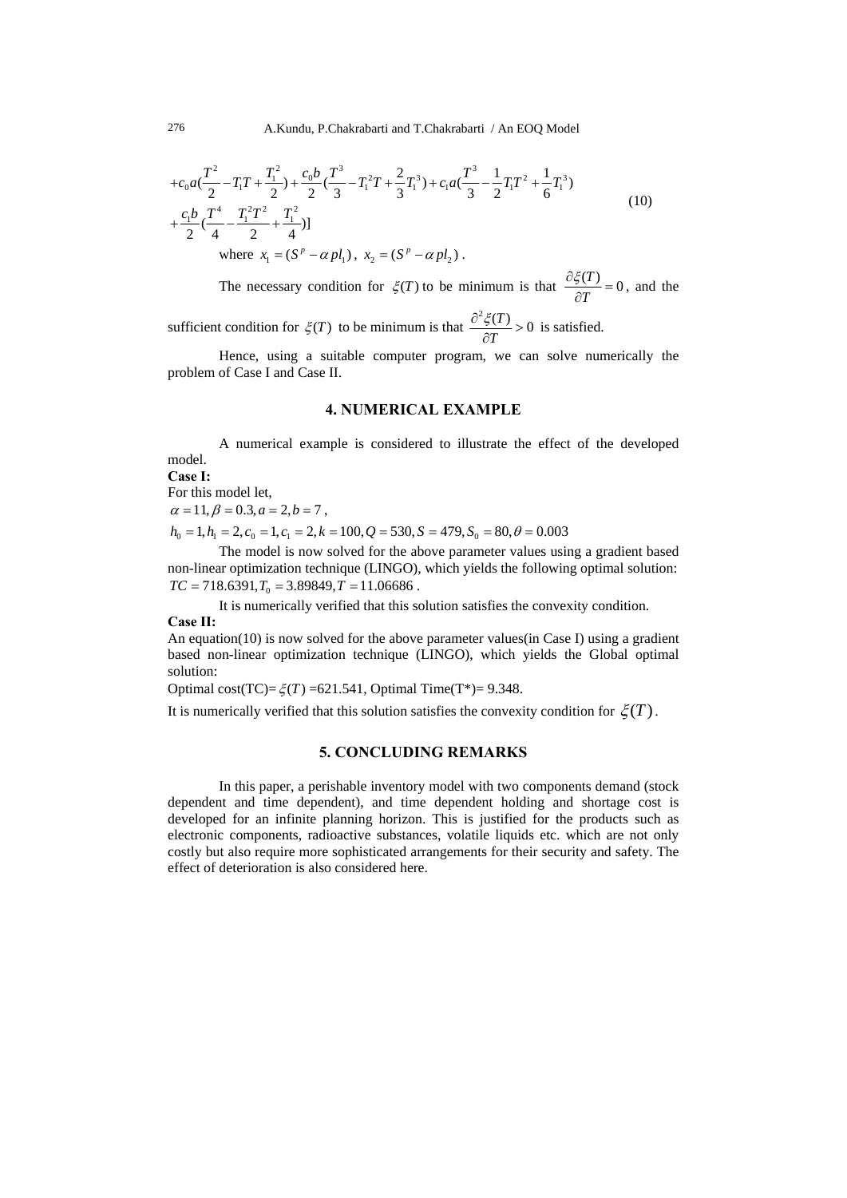$$+c_0 a(\frac{T^2}{2} - T_1 T + \frac{T_1^2}{2}) + \frac{c_0 b}{2}(\frac{T^3}{3} - T_1^2 T + \frac{2}{3}T_1^3) + c_1 a(\frac{T^3}{3} - \frac{1}{2}T_1 T^2 + \frac{1}{6}T_1^3)$$
$$+\frac{c_1 b}{2}(\frac{T^4}{4} - \frac{T_1^2 T^2}{2} + \frac{T_1^2}{4})] \tag{10}$$

where $x_1 = (S^p - \alpha p l_1)$, $x_2 = (S^p - \alpha p l_2)$.

The necessary condition for $\xi(T)$ to be minimum is that $\frac{\partial \xi(T)}{\partial T} = 0$, and the sufficient condition for $\xi(T)$ to be minimum is that $\frac{\partial^2 \xi(T)}{\partial T} > 0$ is satisfied.

Hence, using a suitable computer program, we can solve numerically the problem of Case I and Case II.

## 4. NUMERICAL EXAMPLE

A numerical example is considered to illustrate the effect of the developed model.

**Case I:**

For this model let,

$\alpha = 11, \beta = 0.3, a = 2, b = 7$,

$h_0 = 1, h_1 = 2, c_0 = 1, c_1 = 2, k = 100, Q = 530, S = 479, S_0 = 80, \theta = 0.003$

The model is now solved for the above parameter values using a gradient based non-linear optimization technique (LINGO), which yields the following optimal solution: $TC = 718.6391, T_0 = 3.89849, T = 11.06686$.

It is numerically verified that this solution satisfies the convexity condition.

**Case II:**

An equation(10) is now solved for the above parameter values(in Case I) using a gradient based non-linear optimization technique (LINGO), which yields the Global optimal solution:

Optimal cost(TC)= $\xi(T)$ =621.541, Optimal Time(T*)= 9.348.

It is numerically verified that this solution satisfies the convexity condition for $\xi(T)$.

## 5. CONCLUDING REMARKS

In this paper, a perishable inventory model with two components demand (stock dependent and time dependent), and time dependent holding and shortage cost is developed for an infinite planning horizon. This is justified for the products such as electronic components, radioactive substances, volatile liquids etc. which are not only costly but also require more sophisticated arrangements for their security and safety. The effect of deterioration is also considered here.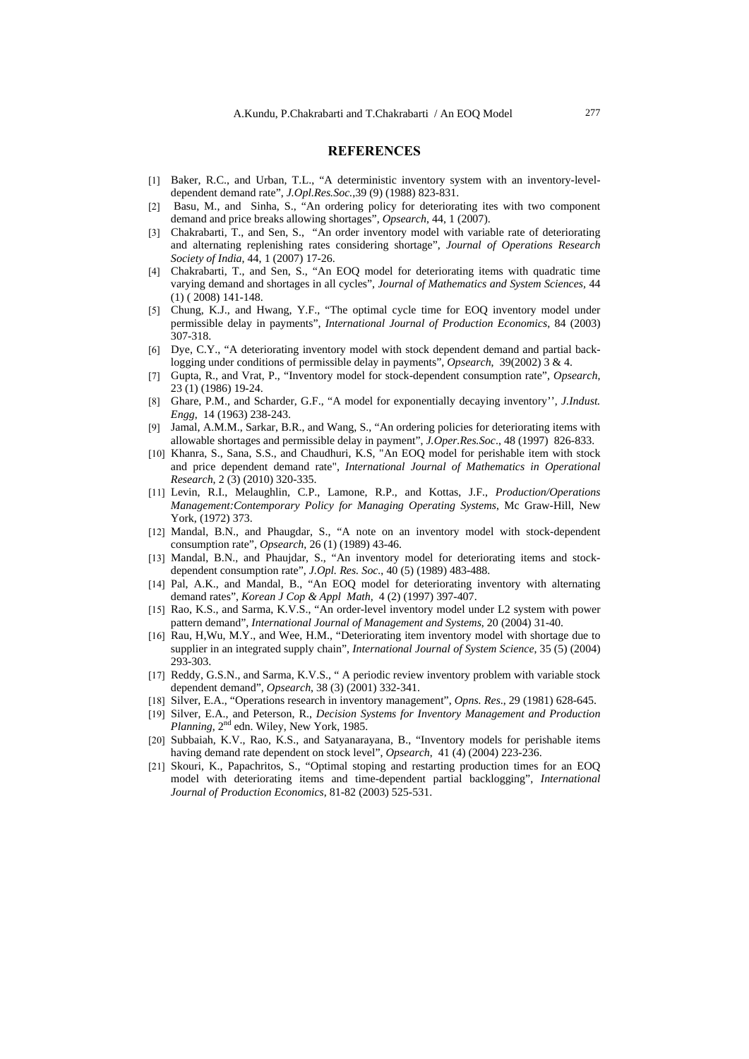## REFERENCES

[1] Baker, R.C., and Urban, T.L., "A deterministic inventory system with an inventory-level-dependent demand rate", *J.Opl.Res.Soc.*,39 (9) (1988) 823-831.

[2] Basu, M., and Sinha, S., "An ordering policy for deteriorating ites with two component demand and price breaks allowing shortages", *Opsearch*, 44, 1 (2007).

[3] Chakrabarti, T., and Sen, S., "An order inventory model with variable rate of deteriorating and alternating replenishing rates considering shortage", *Journal of Operations Research Society of India*, 44, 1 (2007) 17-26.

[4] Chakrabarti, T., and Sen, S., "An EOQ model for deteriorating items with quadratic time varying demand and shortages in all cycles", *Journal of Mathematics and System Sciences*, 44 (1) ( 2008) 141-148.

[5] Chung, K.J., and Hwang, Y.F., "The optimal cycle time for EOQ inventory model under permissible delay in payments", *International Journal of Production Economics*, 84 (2003) 307-318.

[6] Dye, C.Y., "A deteriorating inventory model with stock dependent demand and partial back-logging under conditions of permissible delay in payments", *Opsearch*, 39(2002) 3 & 4.

[7] Gupta, R., and Vrat, P., "Inventory model for stock-dependent consumption rate", *Opsearch*, 23 (1) (1986) 19-24.

[8] Ghare, P.M., and Scharder, G.F., "A model for exponentially decaying inventory'', *J.Indust. Engg*, 14 (1963) 238-243.

[9] Jamal, A.M.M., Sarkar, B.R., and Wang, S., "An ordering policies for deteriorating items with allowable shortages and permissible delay in payment", *J.Oper.Res.Soc*., 48 (1997) 826-833.

[10] Khanra, S., Sana, S.S., and Chaudhuri, K.S, "An EOQ model for perishable item with stock and price dependent demand rate", *International Journal of Mathematics in Operational Research*, 2 (3) (2010) 320-335.

[11] Levin, R.I., Melaughlin, C.P., Lamone, R.P., and Kottas, J.F., *Production/Operations Management:Contemporary Policy for Managing Operating Systems*, Mc Graw-Hill, New York, (1972) 373.

[12] Mandal, B.N., and Phaugdar, S., "A note on an inventory model with stock-dependent consumption rate", *Opsearch*, 26 (1) (1989) 43-46.

[13] Mandal, B.N., and Phaujdar, S., "An inventory model for deteriorating items and stock-dependent consumption rate", *J.Opl. Res. Soc.*, 40 (5) (1989) 483-488.

[14] Pal, A.K., and Mandal, B., "An EOQ model for deteriorating inventory with alternating demand rates", *Korean J Cop & Appl Math*, 4 (2) (1997) 397-407.

[15] Rao, K.S., and Sarma, K.V.S., "An order-level inventory model under L2 system with power pattern demand", *International Journal of Management and Systems*, 20 (2004) 31-40.

[16] Rau, H,Wu, M.Y., and Wee, H.M., "Deteriorating item inventory model with shortage due to supplier in an integrated supply chain", *International Journal of System Science*, 35 (5) (2004) 293-303.

[17] Reddy, G.S.N., and Sarma, K.V.S., " A periodic review inventory problem with variable stock dependent demand", *Opsearch*, 38 (3) (2001) 332-341.

[18] Silver, E.A., "Operations research in inventory management", *Opns. Res*., 29 (1981) 628-645.

[19] Silver, E.A., and Peterson, R., *Decision Systems for Inventory Management and Production Planning*, 2nd edn. Wiley, New York, 1985.

[20] Subbaiah, K.V., Rao, K.S., and Satyanarayana, B., "Inventory models for perishable items having demand rate dependent on stock level", *Opsearch*, 41 (4) (2004) 223-236.

[21] Skouri, K., Papachritos, S., "Optimal stoping and restarting production times for an EOQ model with deteriorating items and time-dependent partial backlogging", *International Journal of Production Economics*, 81-82 (2003) 525-531.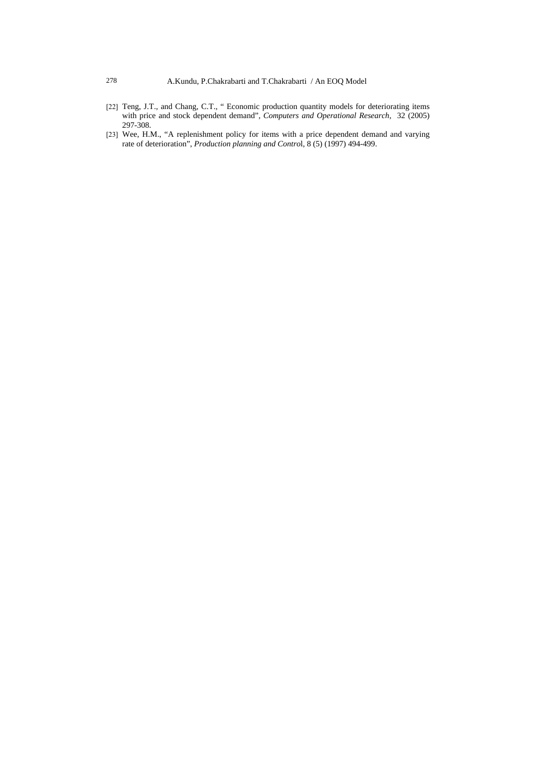[22] Teng, J.T., and Chang, C.T., " Economic production quantity models for deteriorating items with price and stock dependent demand", *Computers and Operational Research*, 32 (2005) 297-308.

[23] Wee, H.M., "A replenishment policy for items with a price dependent demand and varying rate of deterioration", *Production planning and Contro*l, 8 (5) (1997) 494-499.